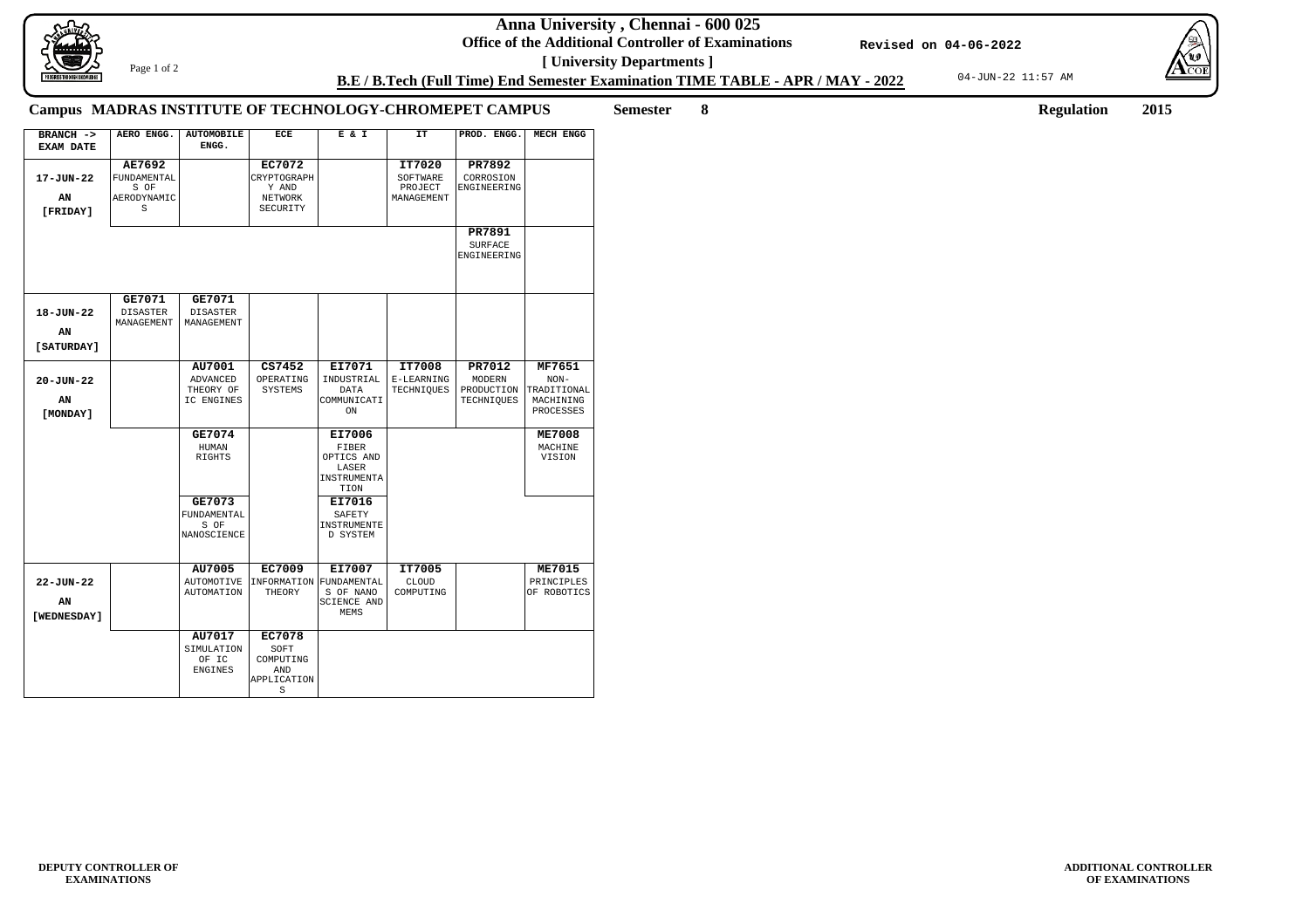# Anna University , Chennai - 600 025

**Office of the Additional Controller of Examinations**

**[ University Departments ]**

Revised on 04-06-2022

**B.E / B.Tech (Full Time) End Semester Examination TIME TABLE - APR / MAY - 2022**

04-JUN-22 11:57 AM

**Campus MADRAS INSTITUTE OF TECHNOLOGY-CHROMEPET CAMPUS** **Semester 8** **Regulation 2015**

| BRANCH -> EXAM DATE | AERO ENGG. | AUTOMOBILE ENGG. | ECE | E & I | IT | PROD. ENGG. | MECH ENGG |
|---|---|---|---|---|---|---|---|
| 17-JUN-22 AN [FRIDAY] | **AE7692** FUNDAMENTALS OF AERODYNAMICS | | **EC7072** CRYPTOGRAPHY AND NETWORK SECURITY | | **IT7020** SOFTWARE PROJECT MANAGEMENT | **PR7892** CORROSION ENGINEERING | |
| | | | | | | **PR7891** SURFACE ENGINEERING | |
| 18-JUN-22 AN [SATURDAY] | **GE7071** DISASTER MANAGEMENT | **GE7071** DISASTER MANAGEMENT | | | | | |
| 20-JUN-22 AN [MONDAY] | | **AU7001** ADVANCED THEORY OF IC ENGINES | **CS7452** OPERATING SYSTEMS | **EI7071** INDUSTRIAL DATA COMMUNICATION | **IT7008** E-LEARNING TECHNIQUES | **PR7012** MODERN PRODUCTION TECHNIQUES | **MF7651** NON-TRADITIONAL MACHINING PROCESSES |
| | | **GE7074** HUMAN RIGHTS | | **EI7006** FIBER OPTICS AND LASER INSTRUMENTATION | | | **ME7008** MACHINE VISION |
| | | **GE7073** FUNDAMENTALS OF NANOSCIENCE | | **EI7016** SAFETY INSTRUMENTED SYSTEM | | | |
| 22-JUN-22 AN [WEDNESDAY] | | **AU7005** AUTOMOTIVE AUTOMATION | **EC7009** INFORMATION THEORY | **EI7007** FUNDAMENTALS OF NANO SCIENCE AND MEMS | **IT7005** CLOUD COMPUTING | | **ME7015** PRINCIPLES OF ROBOTICS |
| | | **AU7017** SIMULATION OF IC ENGINES | **EC7078** SOFT COMPUTING AND APPLICATIONS | | | | |

**DEPUTY CONTROLLER OF EXAMINATIONS**

**ADDITIONAL CONTROLLER OF EXAMINATIONS**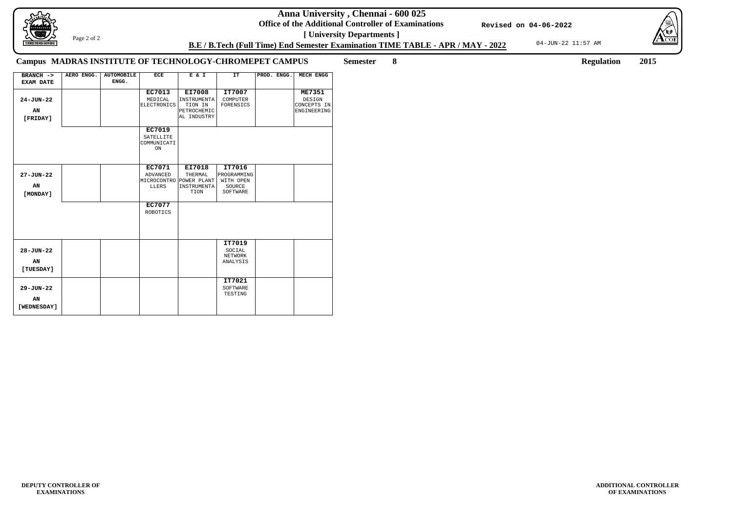# Anna University , Chennai - 600 025

**Office of the Additional Controller of Examinations**

**[ University Departments ]**

**B.E / B.Tech (Full Time) End Semester Examination TIME TABLE - APR / MAY - 2022**

Revised on 04-06-2022

04-JUN-22 11:57 AM

**Campus MADRAS INSTITUTE OF TECHNOLOGY-CHROMEPET CAMPUS** **Semester 8** **Regulation 2015**

| BRANCH -> EXAM DATE | AERO ENGG. | AUTOMOBILE ENGG. | ECE | E & I | IT | PROD. ENGG. | MECH ENGG |
|---|---|---|---|---|---|---|---|
| 24-JUN-22 AN [FRIDAY] | | | **EC7013** MEDICAL ELECTRONICS | **EI7008** INSTRUMENTATION IN PETROCHEMICAL INDUSTRY | **IT7007** COMPUTER FORENSICS | | **ME7351** DESIGN CONCEPTS IN ENGINEERING |
| | | | **EC7019** SATELLITE COMMUNICATION | | | | |
| 27-JUN-22 AN [MONDAY] | | | **EC7071** ADVANCED MICROCONTROLLERS | **EI7018** THERMAL POWER PLANT INSTRUMENTATION | **IT7016** PROGRAMMING WITH OPEN SOURCE SOFTWARE | | |
| | | | **EC7077** ROBOTICS | | | | |
| 28-JUN-22 AN [TUESDAY] | | | | | **IT7019** SOCIAL NETWORK ANALYSIS | | |
| 29-JUN-22 AN [WEDNESDAY] | | | | | **IT7021** SOFTWARE TESTING | | |

**DEPUTY CONTROLLER OF EXAMINATIONS**

**ADDITIONAL CONTROLLER OF EXAMINATIONS**